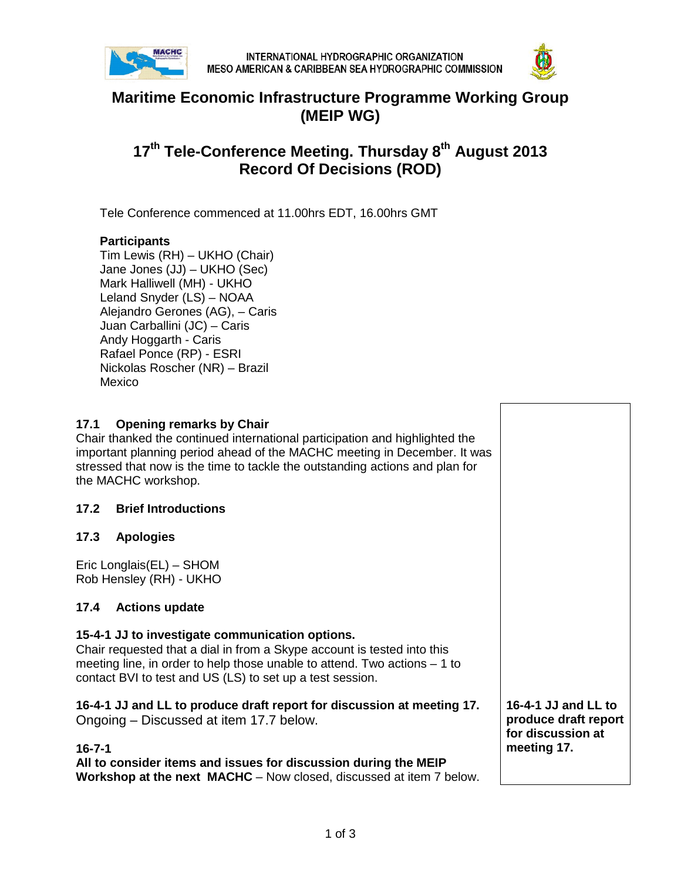INTERNATIONAL HYDROGRAPHIC ORGANIZATION
MESO AMERICAN & CARIBBEAN SEA HYDROGRAPHIC COMMISSION

# Maritime Economic Infrastructure Programme Working Group (MEIP WG)

# 17th Tele-Conference Meeting. Thursday 8th August 2013 Record Of Decisions (ROD)

Tele Conference commenced at 11.00hrs EDT, 16.00hrs GMT

**Participants**
Tim Lewis (RH) – UKHO (Chair)
Jane Jones (JJ) – UKHO (Sec)
Mark Halliwell (MH) - UKHO
Leland Snyder (LS) – NOAA
Alejandro Gerones (AG), – Caris
Juan Carballini (JC) – Caris
Andy Hoggarth - Caris
Rafael Ponce (RP) - ESRI
Nickolas Roscher (NR) – Brazil
Mexico

## 17.1 Opening remarks by Chair

Chair thanked the continued international participation and highlighted the important planning period ahead of the MACHC meeting in December. It was stressed that now is the time to tackle the outstanding actions and plan for the MACHC workshop.

## 17.2 Brief Introductions

## 17.3 Apologies

Eric Longlais(EL) – SHOM
Rob Hensley (RH) - UKHO

## 17.4 Actions update

**15-4-1 JJ to investigate communication options.**
Chair requested that a dial in from a Skype account is tested into this meeting line, in order to help those unable to attend. Two actions – 1 to contact BVI to test and US (LS) to set up a test session.

**16-4-1 JJ and LL to produce draft report for discussion at meeting 17.**
Ongoing – Discussed at item 17.7 below.

**16-4-1 JJ and LL to produce draft report for discussion at meeting 17.**

**16-7-1**
**All to consider items and issues for discussion during the MEIP Workshop at the next MACHC** – Now closed, discussed at item 7 below.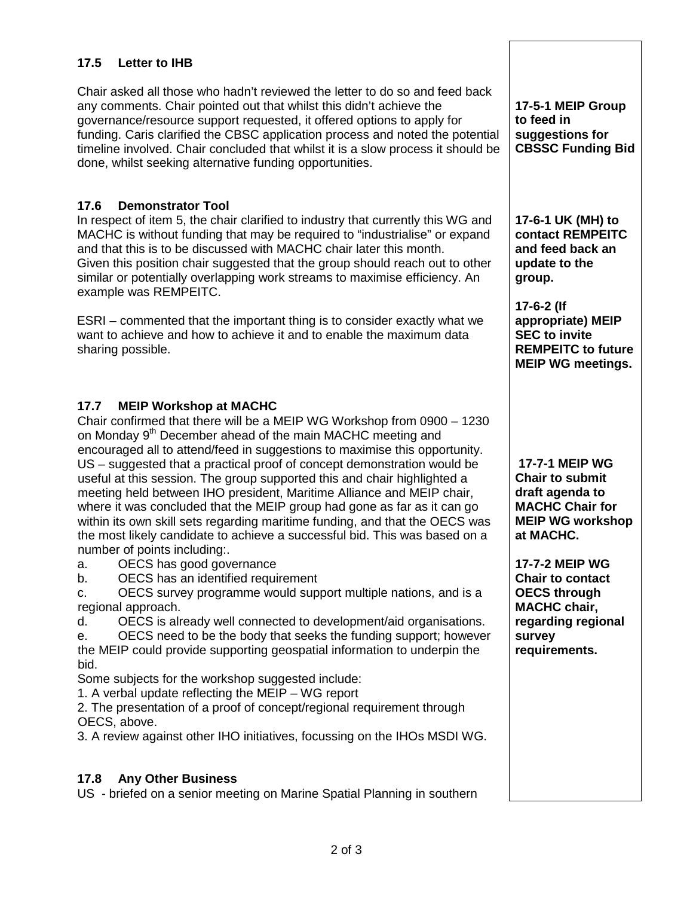### 17.5 Letter to IHB

Chair asked all those who hadn't reviewed the letter to do so and feed back any comments. Chair pointed out that whilst this didn't achieve the governance/resource support requested, it offered options to apply for funding. Caris clarified the CBSC application process and noted the potential timeline involved. Chair concluded that whilst it is a slow process it should be done, whilst seeking alternative funding opportunities.

**17-5-1 MEIP Group to feed in suggestions for CBSSC Funding Bid**

### 17.6 Demonstrator Tool

In respect of item 5, the chair clarified to industry that currently this WG and MACHC is without funding that may be required to "industrialise" or expand and that this is to be discussed with MACHC chair later this month. Given this position chair suggested that the group should reach out to other similar or potentially overlapping work streams to maximise efficiency. An example was REMPEITC.

ESRI – commented that the important thing is to consider exactly what we want to achieve and how to achieve it and to enable the maximum data sharing possible.

**17-6-1 UK (MH) to contact REMPEITC and feed back an update to the group.**

**17-6-2 (If appropriate) MEIP SEC to invite REMPEITC to future MEIP WG meetings.**

### 17.7 MEIP Workshop at MACHC

Chair confirmed that there will be a MEIP WG Workshop from 0900 – 1230 on Monday 9th December ahead of the main MACHC meeting and encouraged all to attend/feed in suggestions to maximise this opportunity. US – suggested that a practical proof of concept demonstration would be useful at this session. The group supported this and chair highlighted a meeting held between IHO president, Maritime Alliance and MEIP chair, where it was concluded that the MEIP group had gone as far as it can go within its own skill sets regarding maritime funding, and that the OECS was the most likely candidate to achieve a successful bid. This was based on a number of points including:.

a. OECS has good governance
b. OECS has an identified requirement
c. OECS survey programme would support multiple nations, and is a regional approach.
d. OECS is already well connected to development/aid organisations.
e. OECS need to be the body that seeks the funding support; however the MEIP could provide supporting geospatial information to underpin the bid.

Some subjects for the workshop suggested include:

1. A verbal update reflecting the MEIP – WG report
2. The presentation of a proof of concept/regional requirement through OECS, above.
3. A review against other IHO initiatives, focussing on the IHOs MSDI WG.

**17-7-1 MEIP WG Chair to submit draft agenda to MACHC Chair for MEIP WG workshop at MACHC.**

**17-7-2 MEIP WG Chair to contact OECS through MACHC chair, regarding regional survey requirements.**

### 17.8 Any Other Business

US - briefed on a senior meeting on Marine Spatial Planning in southern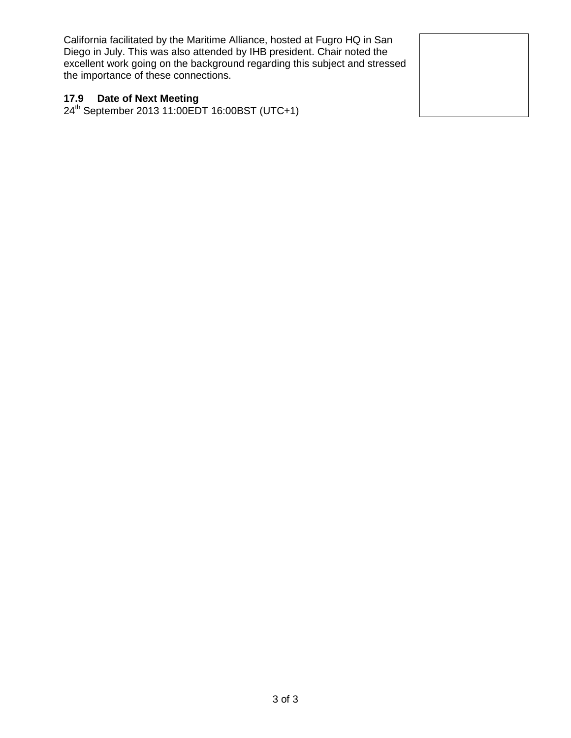California facilitated by the Maritime Alliance, hosted at Fugro HQ in San Diego in July. This was also attended by IHB president. Chair noted the excellent work going on the background regarding this subject and stressed the importance of these connections.

### 17.9 Date of Next Meeting

24th September 2013 11:00EDT 16:00BST (UTC+1)